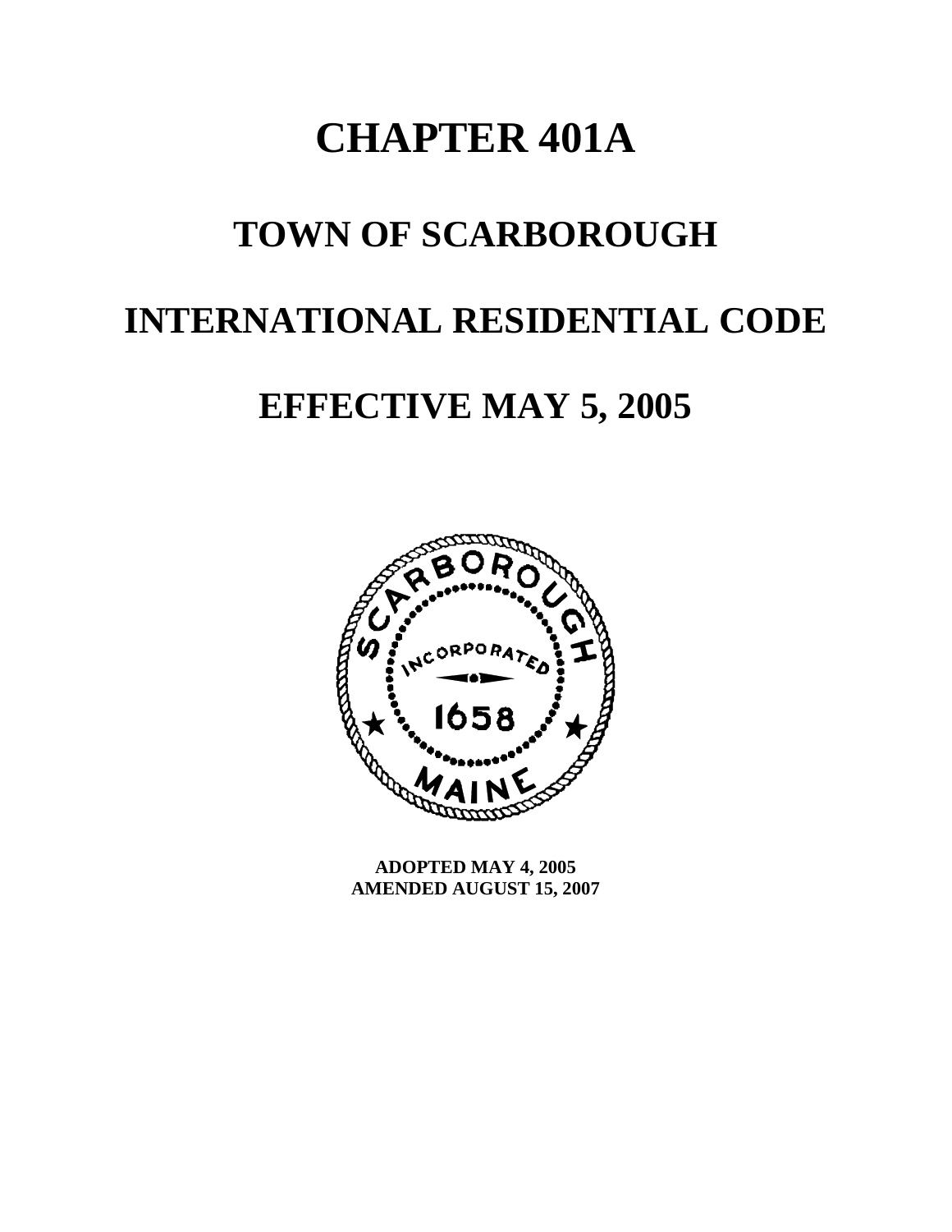# CHAPTER 401A

# TOWN OF SCARBOROUGH

# INTERNATIONAL RESIDENTIAL CODE

# EFFECTIVE MAY 5, 2005

**ADOPTED MAY 4, 2005**
**AMENDED AUGUST 15, 2007**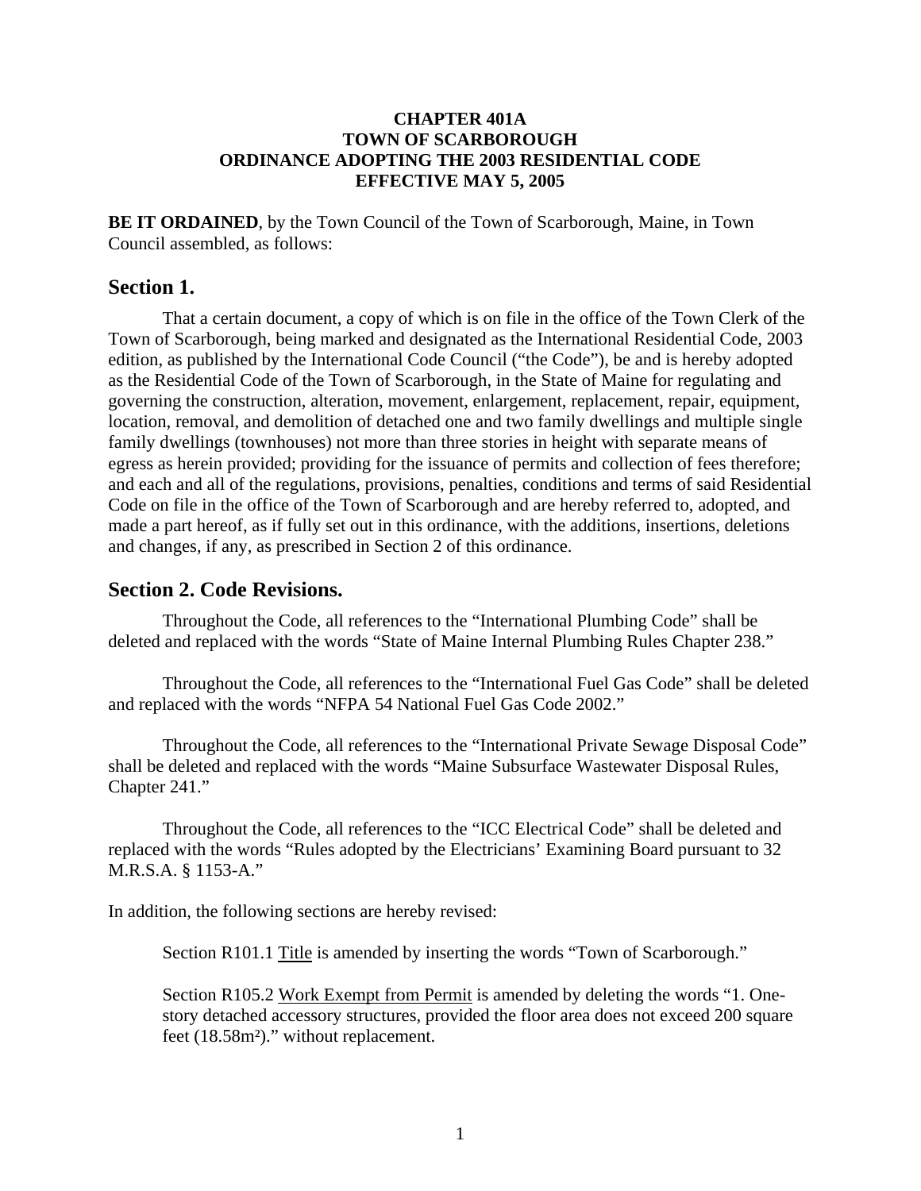**CHAPTER 401A**
**TOWN OF SCARBOROUGH**
**ORDINANCE ADOPTING THE 2003 RESIDENTIAL CODE**
**EFFECTIVE MAY 5, 2005**

**BE IT ORDAINED**, by the Town Council of the Town of Scarborough, Maine, in Town Council assembled, as follows:

## Section 1.

That a certain document, a copy of which is on file in the office of the Town Clerk of the Town of Scarborough, being marked and designated as the International Residential Code, 2003 edition, as published by the International Code Council ("the Code"), be and is hereby adopted as the Residential Code of the Town of Scarborough, in the State of Maine for regulating and governing the construction, alteration, movement, enlargement, replacement, repair, equipment, location, removal, and demolition of detached one and two family dwellings and multiple single family dwellings (townhouses) not more than three stories in height with separate means of egress as herein provided; providing for the issuance of permits and collection of fees therefore; and each and all of the regulations, provisions, penalties, conditions and terms of said Residential Code on file in the office of the Town of Scarborough and are hereby referred to, adopted, and made a part hereof, as if fully set out in this ordinance, with the additions, insertions, deletions and changes, if any, as prescribed in Section 2 of this ordinance.

## Section 2. Code Revisions.

Throughout the Code, all references to the "International Plumbing Code" shall be deleted and replaced with the words "State of Maine Internal Plumbing Rules Chapter 238."

Throughout the Code, all references to the "International Fuel Gas Code" shall be deleted and replaced with the words "NFPA 54 National Fuel Gas Code 2002."

Throughout the Code, all references to the "International Private Sewage Disposal Code" shall be deleted and replaced with the words "Maine Subsurface Wastewater Disposal Rules, Chapter 241."

Throughout the Code, all references to the "ICC Electrical Code" shall be deleted and replaced with the words "Rules adopted by the Electricians' Examining Board pursuant to 32 M.R.S.A. § 1153-A."

In addition, the following sections are hereby revised:

Section R101.1 Title is amended by inserting the words "Town of Scarborough."

Section R105.2 Work Exempt from Permit is amended by deleting the words "1. One-story detached accessory structures, provided the floor area does not exceed 200 square feet ($18.58m^2$)." without replacement.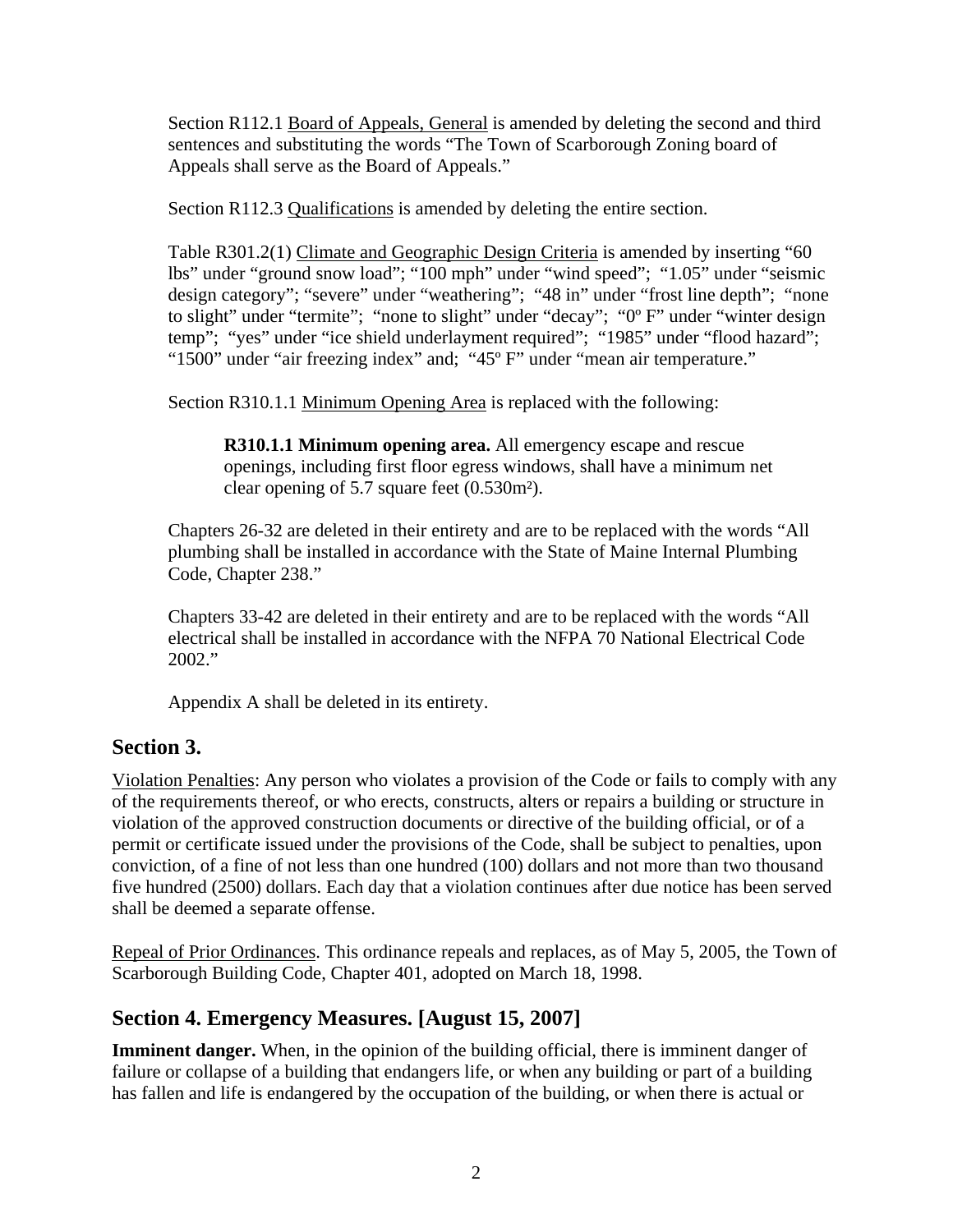Section R112.1 Board of Appeals, General is amended by deleting the second and third sentences and substituting the words "The Town of Scarborough Zoning board of Appeals shall serve as the Board of Appeals."

Section R112.3 Qualifications is amended by deleting the entire section.

Table R301.2(1) Climate and Geographic Design Criteria is amended by inserting "60 lbs" under "ground snow load"; "100 mph" under "wind speed"; "1.05" under "seismic design category"; "severe" under "weathering"; "48 in" under "frost line depth"; "none to slight" under "termite"; "none to slight" under "decay"; "0º F" under "winter design temp"; "yes" under "ice shield underlayment required"; "1985" under "flood hazard"; "1500" under "air freezing index" and; "45º F" under "mean air temperature."

Section R310.1.1 Minimum Opening Area is replaced with the following:

> **R310.1.1 Minimum opening area.** All emergency escape and rescue openings, including first floor egress windows, shall have a minimum net clear opening of 5.7 square feet (0.530m²).

Chapters 26-32 are deleted in their entirety and are to be replaced with the words "All plumbing shall be installed in accordance with the State of Maine Internal Plumbing Code, Chapter 238."

Chapters 33-42 are deleted in their entirety and are to be replaced with the words "All electrical shall be installed in accordance with the NFPA 70 National Electrical Code 2002."

Appendix A shall be deleted in its entirety.

## Section 3.

Violation Penalties: Any person who violates a provision of the Code or fails to comply with any of the requirements thereof, or who erects, constructs, alters or repairs a building or structure in violation of the approved construction documents or directive of the building official, or of a permit or certificate issued under the provisions of the Code, shall be subject to penalties, upon conviction, of a fine of not less than one hundred (100) dollars and not more than two thousand five hundred (2500) dollars. Each day that a violation continues after due notice has been served shall be deemed a separate offense.

Repeal of Prior Ordinances. This ordinance repeals and replaces, as of May 5, 2005, the Town of Scarborough Building Code, Chapter 401, adopted on March 18, 1998.

## Section 4. Emergency Measures. [August 15, 2007]

**Imminent danger.** When, in the opinion of the building official, there is imminent danger of failure or collapse of a building that endangers life, or when any building or part of a building has fallen and life is endangered by the occupation of the building, or when there is actual or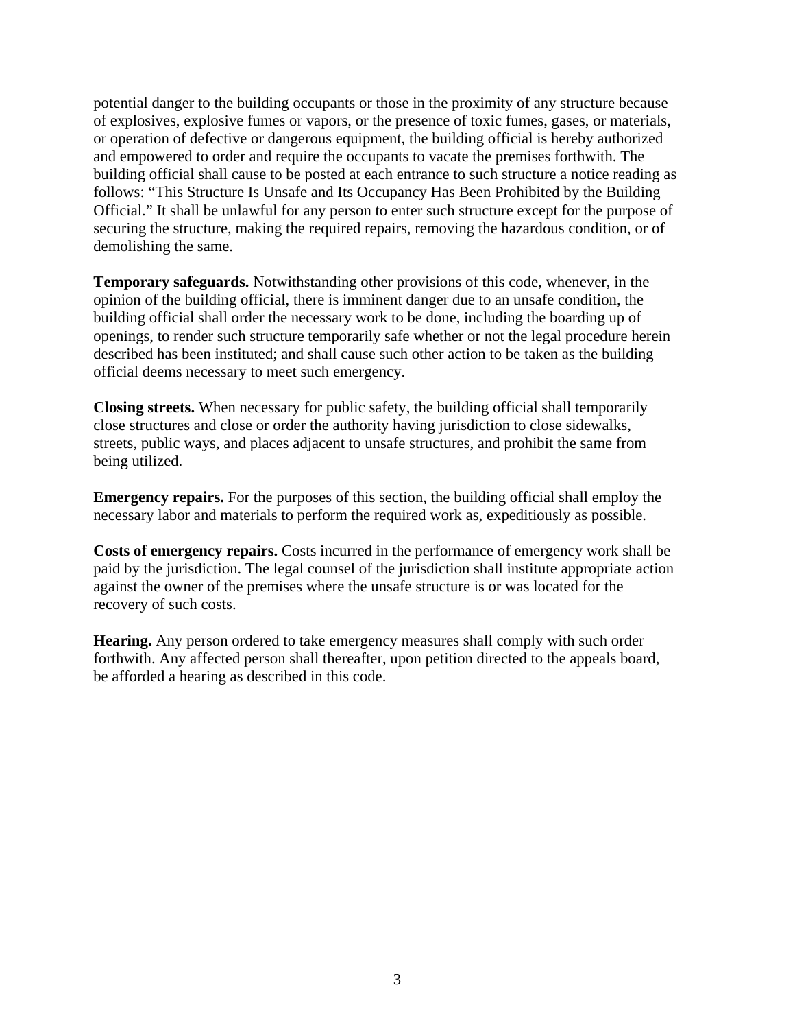potential danger to the building occupants or those in the proximity of any structure because of explosives, explosive fumes or vapors, or the presence of toxic fumes, gases, or materials, or operation of defective or dangerous equipment, the building official is hereby authorized and empowered to order and require the occupants to vacate the premises forthwith. The building official shall cause to be posted at each entrance to such structure a notice reading as follows: "This Structure Is Unsafe and Its Occupancy Has Been Prohibited by the Building Official." It shall be unlawful for any person to enter such structure except for the purpose of securing the structure, making the required repairs, removing the hazardous condition, or of demolishing the same.

**Temporary safeguards.** Notwithstanding other provisions of this code, whenever, in the opinion of the building official, there is imminent danger due to an unsafe condition, the building official shall order the necessary work to be done, including the boarding up of openings, to render such structure temporarily safe whether or not the legal procedure herein described has been instituted; and shall cause such other action to be taken as the building official deems necessary to meet such emergency.

**Closing streets.** When necessary for public safety, the building official shall temporarily close structures and close or order the authority having jurisdiction to close sidewalks, streets, public ways, and places adjacent to unsafe structures, and prohibit the same from being utilized.

**Emergency repairs.** For the purposes of this section, the building official shall employ the necessary labor and materials to perform the required work as, expeditiously as possible.

**Costs of emergency repairs.** Costs incurred in the performance of emergency work shall be paid by the jurisdiction. The legal counsel of the jurisdiction shall institute appropriate action against the owner of the premises where the unsafe structure is or was located for the recovery of such costs.

**Hearing.** Any person ordered to take emergency measures shall comply with such order forthwith. Any affected person shall thereafter, upon petition directed to the appeals board, be afforded a hearing as described in this code.